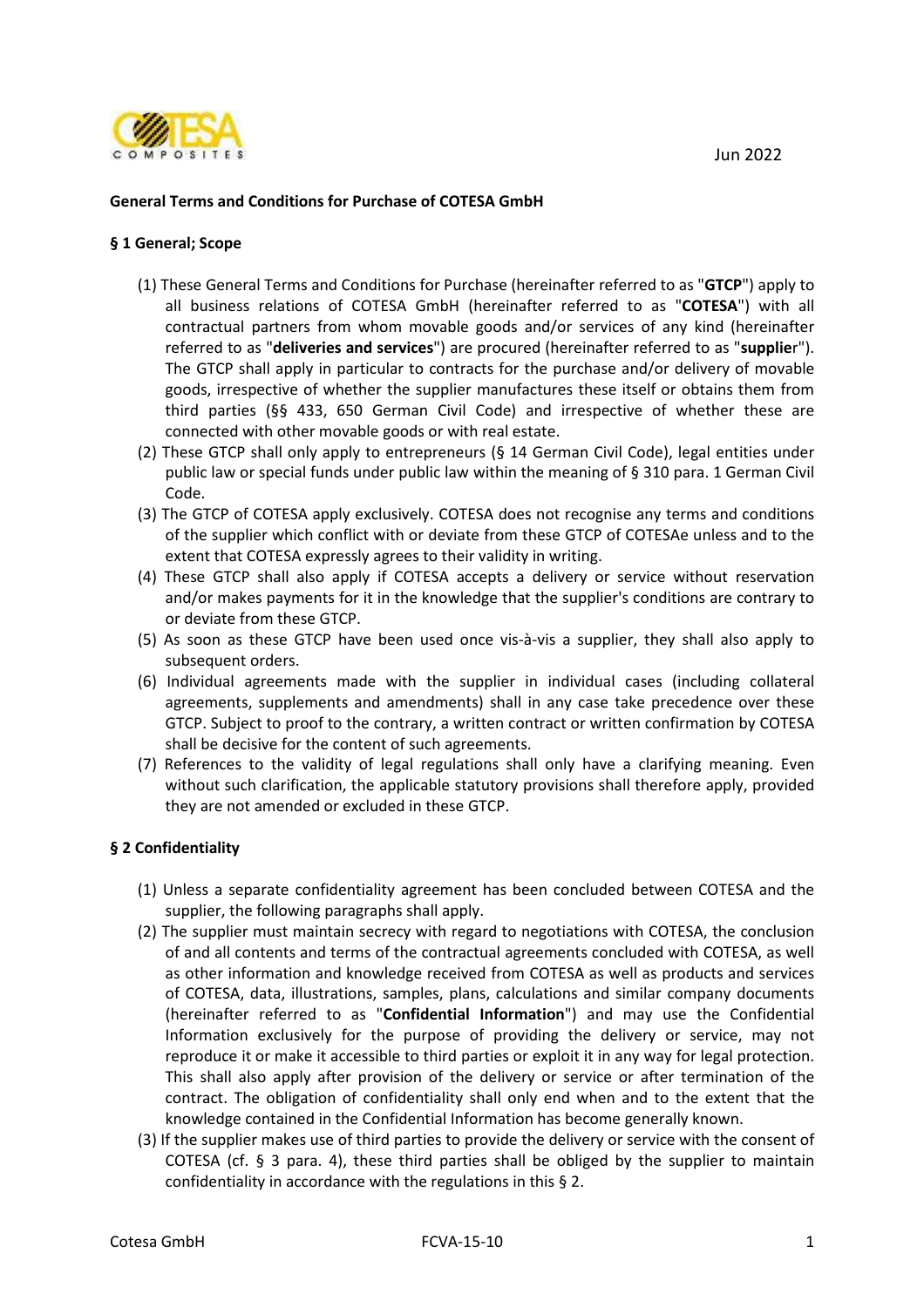Jun 2022

**General Terms and Conditions for Purchase of COTESA GmbH**

**§ 1 General; Scope**

(1) These General Terms and Conditions for Purchase (hereinafter referred to as "**GTCP**") apply to all business relations of COTESA GmbH (hereinafter referred to as "**COTESA**") with all contractual partners from whom movable goods and/or services of any kind (hereinafter referred to as "**deliveries and services**") are procured (hereinafter referred to as "**supplie**r"). The GTCP shall apply in particular to contracts for the purchase and/or delivery of movable goods, irrespective of whether the supplier manufactures these itself or obtains them from third parties (§§ 433, 650 German Civil Code) and irrespective of whether these are connected with other movable goods or with real estate.

(2) These GTCP shall only apply to entrepreneurs (§ 14 German Civil Code), legal entities under public law or special funds under public law within the meaning of § 310 para. 1 German Civil Code.

(3) The GTCP of COTESA apply exclusively. COTESA does not recognise any terms and conditions of the supplier which conflict with or deviate from these GTCP of COTESAe unless and to the extent that COTESA expressly agrees to their validity in writing.

(4) These GTCP shall also apply if COTESA accepts a delivery or service without reservation and/or makes payments for it in the knowledge that the supplier's conditions are contrary to or deviate from these GTCP.

(5) As soon as these GTCP have been used once vis-à-vis a supplier, they shall also apply to subsequent orders.

(6) Individual agreements made with the supplier in individual cases (including collateral agreements, supplements and amendments) shall in any case take precedence over these GTCP. Subject to proof to the contrary, a written contract or written confirmation by COTESA shall be decisive for the content of such agreements.

(7) References to the validity of legal regulations shall only have a clarifying meaning. Even without such clarification, the applicable statutory provisions shall therefore apply, provided they are not amended or excluded in these GTCP.

**§ 2 Confidentiality**

(1) Unless a separate confidentiality agreement has been concluded between COTESA and the supplier, the following paragraphs shall apply.

(2) The supplier must maintain secrecy with regard to negotiations with COTESA, the conclusion of and all contents and terms of the contractual agreements concluded with COTESA, as well as other information and knowledge received from COTESA as well as products and services of COTESA, data, illustrations, samples, plans, calculations and similar company documents (hereinafter referred to as "**Confidential Information**") and may use the Confidential Information exclusively for the purpose of providing the delivery or service, may not reproduce it or make it accessible to third parties or exploit it in any way for legal protection. This shall also apply after provision of the delivery or service or after termination of the contract. The obligation of confidentiality shall only end when and to the extent that the knowledge contained in the Confidential Information has become generally known.

(3) If the supplier makes use of third parties to provide the delivery or service with the consent of COTESA (cf. § 3 para. 4), these third parties shall be obliged by the supplier to maintain confidentiality in accordance with the regulations in this § 2.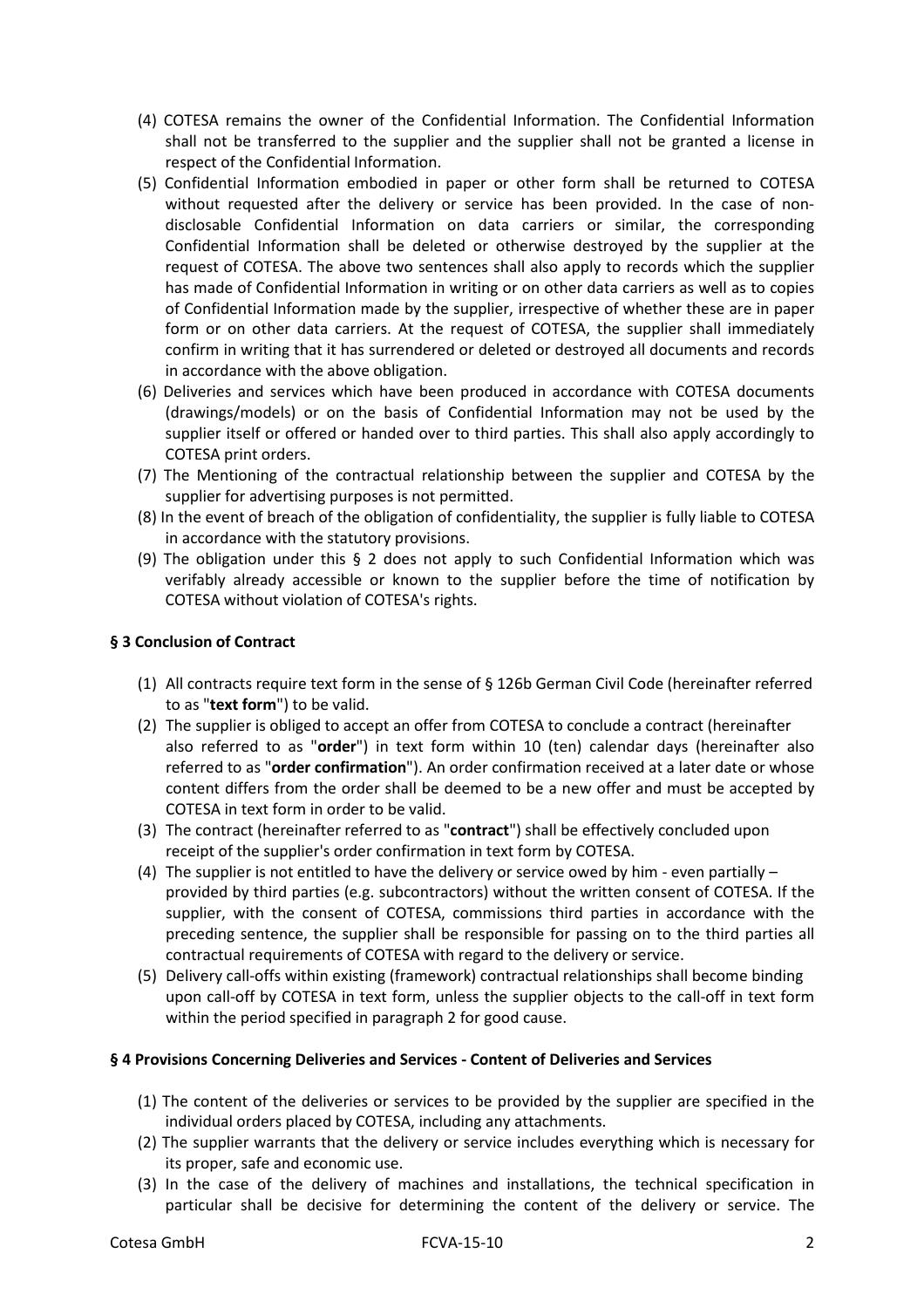(4) COTESA remains the owner of the Confidential Information. The Confidential Information shall not be transferred to the supplier and the supplier shall not be granted a license in respect of the Confidential Information.

(5) Confidential Information embodied in paper or other form shall be returned to COTESA without requested after the delivery or service has been provided. In the case of non-disclosable Confidential Information on data carriers or similar, the corresponding Confidential Information shall be deleted or otherwise destroyed by the supplier at the request of COTESA. The above two sentences shall also apply to records which the supplier has made of Confidential Information in writing or on other data carriers as well as to copies of Confidential Information made by the supplier, irrespective of whether these are in paper form or on other data carriers. At the request of COTESA, the supplier shall immediately confirm in writing that it has surrendered or deleted or destroyed all documents and records in accordance with the above obligation.

(6) Deliveries and services which have been produced in accordance with COTESA documents (drawings/models) or on the basis of Confidential Information may not be used by the supplier itself or offered or handed over to third parties. This shall also apply accordingly to COTESA print orders.

(7) The Mentioning of the contractual relationship between the supplier and COTESA by the supplier for advertising purposes is not permitted.

(8) In the event of breach of the obligation of confidentiality, the supplier is fully liable to COTESA in accordance with the statutory provisions.

(9) The obligation under this § 2 does not apply to such Confidential Information which was verifably already accessible or known to the supplier before the time of notification by COTESA without violation of COTESA's rights.

### § 3 Conclusion of Contract

(1) All contracts require text form in the sense of § 126b German Civil Code (hereinafter referred to as "**text form**") to be valid.

(2) The supplier is obliged to accept an offer from COTESA to conclude a contract (hereinafter also referred to as "**order**") in text form within 10 (ten) calendar days (hereinafter also referred to as "**order confirmation**"). An order confirmation received at a later date or whose content differs from the order shall be deemed to be a new offer and must be accepted by COTESA in text form in order to be valid.

(3) The contract (hereinafter referred to as "**contract**") shall be effectively concluded upon receipt of the supplier's order confirmation in text form by COTESA.

(4) The supplier is not entitled to have the delivery or service owed by him - even partially – provided by third parties (e.g. subcontractors) without the written consent of COTESA. If the supplier, with the consent of COTESA, commissions third parties in accordance with the preceding sentence, the supplier shall be responsible for passing on to the third parties all contractual requirements of COTESA with regard to the delivery or service.

(5) Delivery call-offs within existing (framework) contractual relationships shall become binding upon call-off by COTESA in text form, unless the supplier objects to the call-off in text form within the period specified in paragraph 2 for good cause.

### § 4 Provisions Concerning Deliveries and Services - Content of Deliveries and Services

(1) The content of the deliveries or services to be provided by the supplier are specified in the individual orders placed by COTESA, including any attachments.

(2) The supplier warrants that the delivery or service includes everything which is necessary for its proper, safe and economic use.

(3) In the case of the delivery of machines and installations, the technical specification in particular shall be decisive for determining the content of the delivery or service. The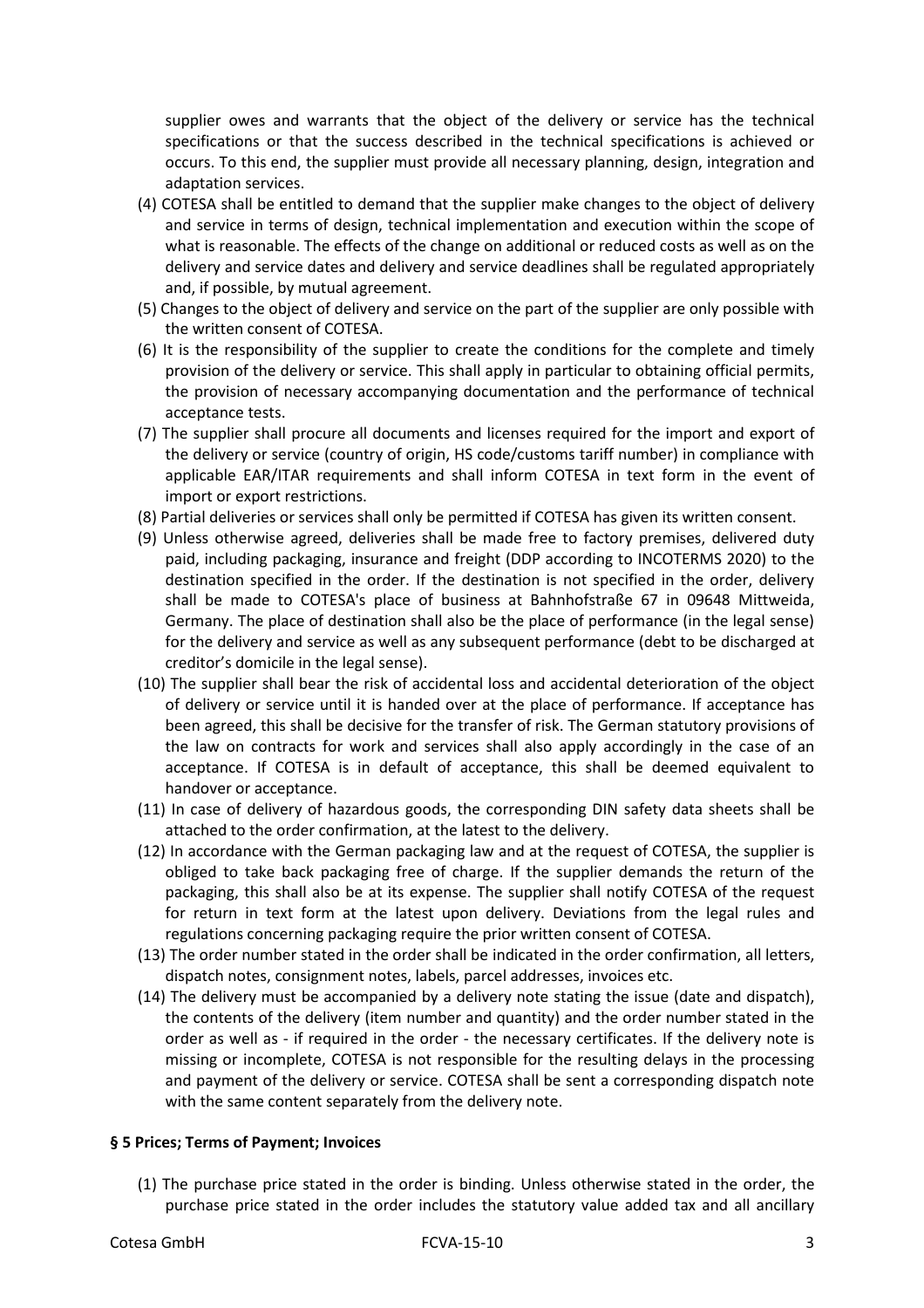supplier owes and warrants that the object of the delivery or service has the technical specifications or that the success described in the technical specifications is achieved or occurs. To this end, the supplier must provide all necessary planning, design, integration and adaptation services.

(4) COTESA shall be entitled to demand that the supplier make changes to the object of delivery and service in terms of design, technical implementation and execution within the scope of what is reasonable. The effects of the change on additional or reduced costs as well as on the delivery and service dates and delivery and service deadlines shall be regulated appropriately and, if possible, by mutual agreement.

(5) Changes to the object of delivery and service on the part of the supplier are only possible with the written consent of COTESA.

(6) It is the responsibility of the supplier to create the conditions for the complete and timely provision of the delivery or service. This shall apply in particular to obtaining official permits, the provision of necessary accompanying documentation and the performance of technical acceptance tests.

(7) The supplier shall procure all documents and licenses required for the import and export of the delivery or service (country of origin, HS code/customs tariff number) in compliance with applicable EAR/ITAR requirements and shall inform COTESA in text form in the event of import or export restrictions.

(8) Partial deliveries or services shall only be permitted if COTESA has given its written consent.

(9) Unless otherwise agreed, deliveries shall be made free to factory premises, delivered duty paid, including packaging, insurance and freight (DDP according to INCOTERMS 2020) to the destination specified in the order. If the destination is not specified in the order, delivery shall be made to COTESA's place of business at Bahnhofstraße 67 in 09648 Mittweida, Germany. The place of destination shall also be the place of performance (in the legal sense) for the delivery and service as well as any subsequent performance (debt to be discharged at creditor's domicile in the legal sense).

(10) The supplier shall bear the risk of accidental loss and accidental deterioration of the object of delivery or service until it is handed over at the place of performance. If acceptance has been agreed, this shall be decisive for the transfer of risk. The German statutory provisions of the law on contracts for work and services shall also apply accordingly in the case of an acceptance. If COTESA is in default of acceptance, this shall be deemed equivalent to handover or acceptance.

(11) In case of delivery of hazardous goods, the corresponding DIN safety data sheets shall be attached to the order confirmation, at the latest to the delivery.

(12) In accordance with the German packaging law and at the request of COTESA, the supplier is obliged to take back packaging free of charge. If the supplier demands the return of the packaging, this shall also be at its expense. The supplier shall notify COTESA of the request for return in text form at the latest upon delivery. Deviations from the legal rules and regulations concerning packaging require the prior written consent of COTESA.

(13) The order number stated in the order shall be indicated in the order confirmation, all letters, dispatch notes, consignment notes, labels, parcel addresses, invoices etc.

(14) The delivery must be accompanied by a delivery note stating the issue (date and dispatch), the contents of the delivery (item number and quantity) and the order number stated in the order as well as - if required in the order - the necessary certificates. If the delivery note is missing or incomplete, COTESA is not responsible for the resulting delays in the processing and payment of the delivery or service. COTESA shall be sent a corresponding dispatch note with the same content separately from the delivery note.

## § 5 Prices; Terms of Payment; Invoices

(1) The purchase price stated in the order is binding. Unless otherwise stated in the order, the purchase price stated in the order includes the statutory value added tax and all ancillary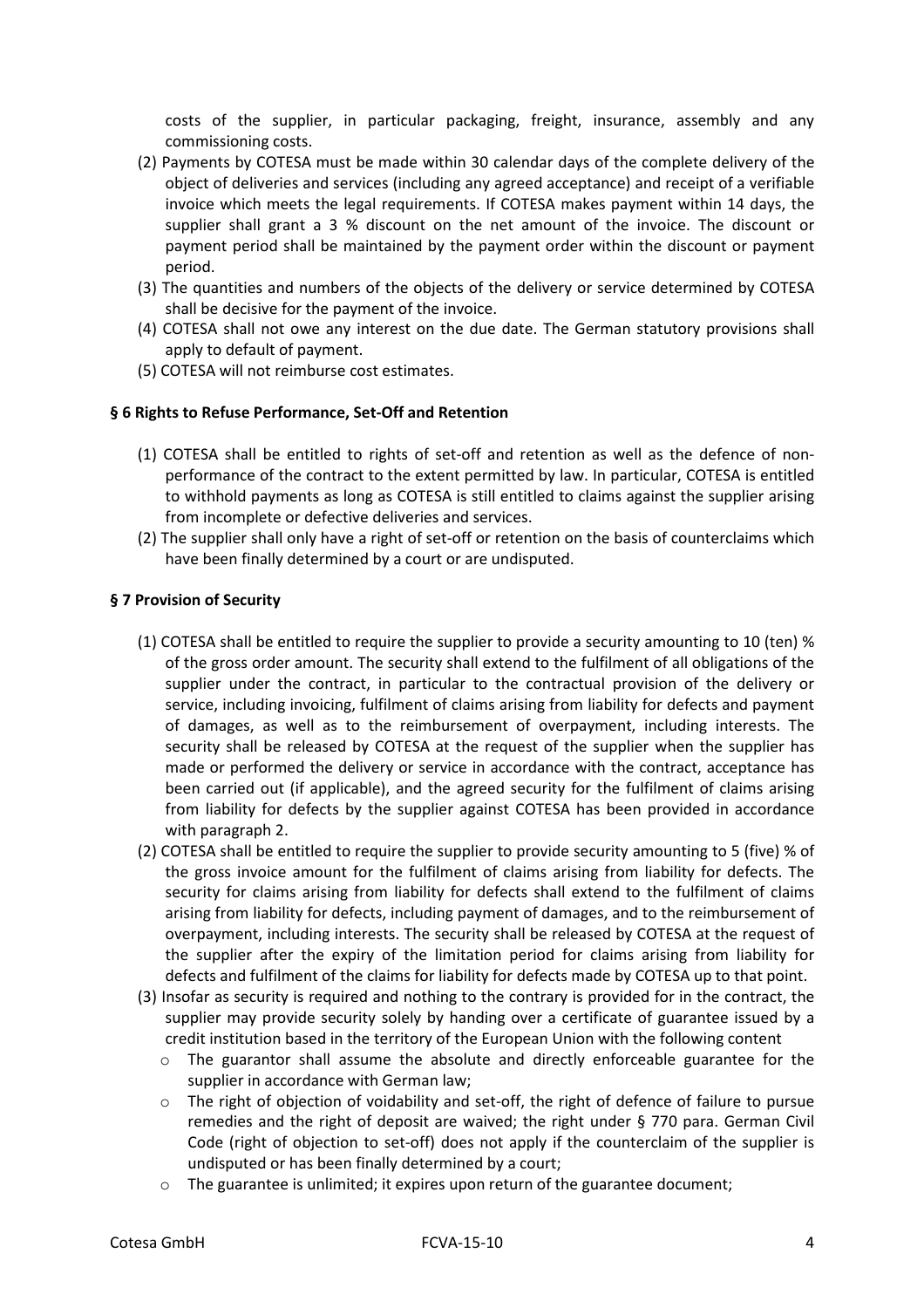costs of the supplier, in particular packaging, freight, insurance, assembly and any commissioning costs.

(2) Payments by COTESA must be made within 30 calendar days of the complete delivery of the object of deliveries and services (including any agreed acceptance) and receipt of a verifiable invoice which meets the legal requirements. If COTESA makes payment within 14 days, the supplier shall grant a 3 % discount on the net amount of the invoice. The discount or payment period shall be maintained by the payment order within the discount or payment period.

(3) The quantities and numbers of the objects of the delivery or service determined by COTESA shall be decisive for the payment of the invoice.

(4) COTESA shall not owe any interest on the due date. The German statutory provisions shall apply to default of payment.

(5) COTESA will not reimburse cost estimates.

### § 6 Rights to Refuse Performance, Set-Off and Retention

(1) COTESA shall be entitled to rights of set-off and retention as well as the defence of non-performance of the contract to the extent permitted by law. In particular, COTESA is entitled to withhold payments as long as COTESA is still entitled to claims against the supplier arising from incomplete or defective deliveries and services.

(2) The supplier shall only have a right of set-off or retention on the basis of counterclaims which have been finally determined by a court or are undisputed.

### § 7 Provision of Security

(1) COTESA shall be entitled to require the supplier to provide a security amounting to 10 (ten) % of the gross order amount. The security shall extend to the fulfilment of all obligations of the supplier under the contract, in particular to the contractual provision of the delivery or service, including invoicing, fulfilment of claims arising from liability for defects and payment of damages, as well as to the reimbursement of overpayment, including interests. The security shall be released by COTESA at the request of the supplier when the supplier has made or performed the delivery or service in accordance with the contract, acceptance has been carried out (if applicable), and the agreed security for the fulfilment of claims arising from liability for defects by the supplier against COTESA has been provided in accordance with paragraph 2.

(2) COTESA shall be entitled to require the supplier to provide security amounting to 5 (five) % of the gross invoice amount for the fulfilment of claims arising from liability for defects. The security for claims arising from liability for defects shall extend to the fulfilment of claims arising from liability for defects, including payment of damages, and to the reimbursement of overpayment, including interests. The security shall be released by COTESA at the request of the supplier after the expiry of the limitation period for claims arising from liability for defects and fulfilment of the claims for liability for defects made by COTESA up to that point.

(3) Insofar as security is required and nothing to the contrary is provided for in the contract, the supplier may provide security solely by handing over a certificate of guarantee issued by a credit institution based in the territory of the European Union with the following content

- The guarantor shall assume the absolute and directly enforceable guarantee for the supplier in accordance with German law;
- The right of objection of voidability and set-off, the right of defence of failure to pursue remedies and the right of deposit are waived; the right under § 770 para. German Civil Code (right of objection to set-off) does not apply if the counterclaim of the supplier is undisputed or has been finally determined by a court;
- The guarantee is unlimited; it expires upon return of the guarantee document;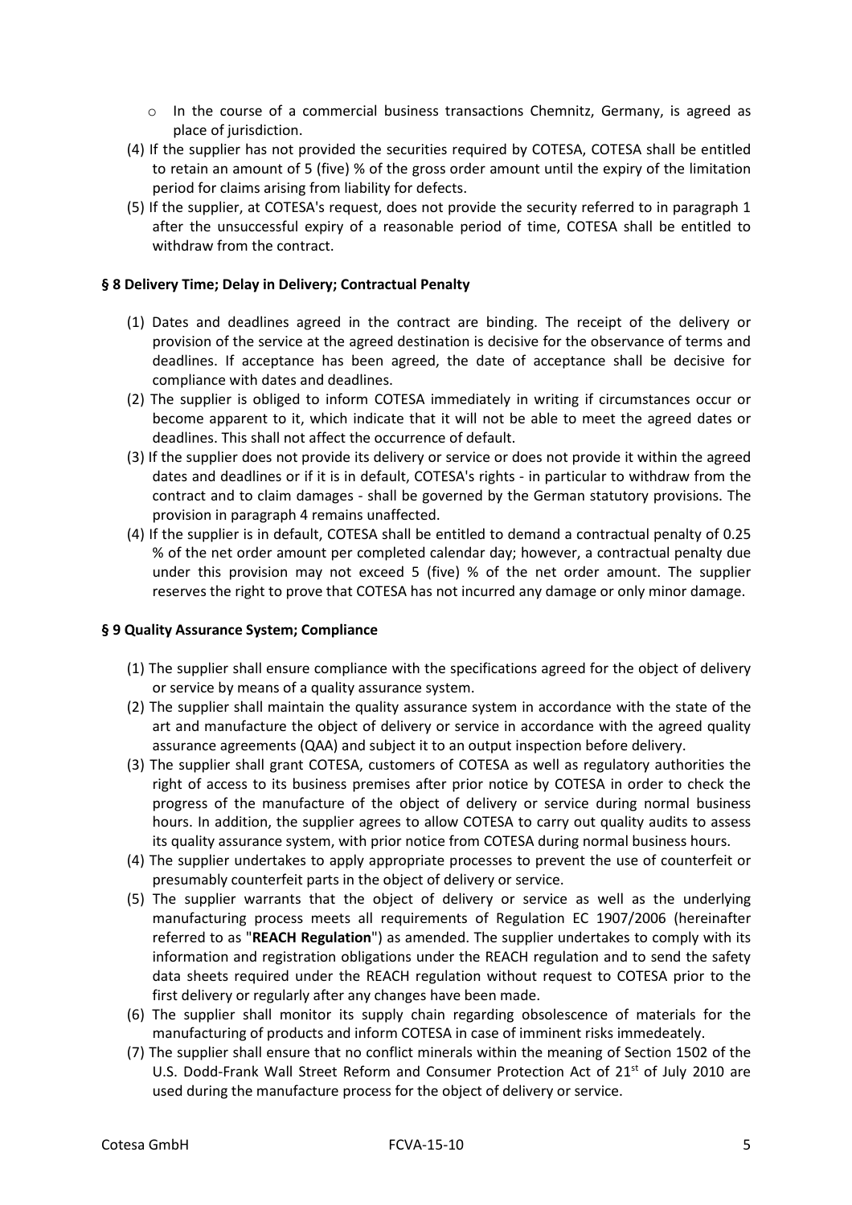- In the course of a commercial business transactions Chemnitz, Germany, is agreed as place of jurisdiction.

(4) If the supplier has not provided the securities required by COTESA, COTESA shall be entitled to retain an amount of 5 (five) % of the gross order amount until the expiry of the limitation period for claims arising from liability for defects.

(5) If the supplier, at COTESA's request, does not provide the security referred to in paragraph 1 after the unsuccessful expiry of a reasonable period of time, COTESA shall be entitled to withdraw from the contract.

## § 8 Delivery Time; Delay in Delivery; Contractual Penalty

(1) Dates and deadlines agreed in the contract are binding. The receipt of the delivery or provision of the service at the agreed destination is decisive for the observance of terms and deadlines. If acceptance has been agreed, the date of acceptance shall be decisive for compliance with dates and deadlines.

(2) The supplier is obliged to inform COTESA immediately in writing if circumstances occur or become apparent to it, which indicate that it will not be able to meet the agreed dates or deadlines. This shall not affect the occurrence of default.

(3) If the supplier does not provide its delivery or service or does not provide it within the agreed dates and deadlines or if it is in default, COTESA's rights - in particular to withdraw from the contract and to claim damages - shall be governed by the German statutory provisions. The provision in paragraph 4 remains unaffected.

(4) If the supplier is in default, COTESA shall be entitled to demand a contractual penalty of 0.25 % of the net order amount per completed calendar day; however, a contractual penalty due under this provision may not exceed 5 (five) % of the net order amount. The supplier reserves the right to prove that COTESA has not incurred any damage or only minor damage.

## § 9 Quality Assurance System; Compliance

(1) The supplier shall ensure compliance with the specifications agreed for the object of delivery or service by means of a quality assurance system.

(2) The supplier shall maintain the quality assurance system in accordance with the state of the art and manufacture the object of delivery or service in accordance with the agreed quality assurance agreements (QAA) and subject it to an output inspection before delivery.

(3) The supplier shall grant COTESA, customers of COTESA as well as regulatory authorities the right of access to its business premises after prior notice by COTESA in order to check the progress of the manufacture of the object of delivery or service during normal business hours. In addition, the supplier agrees to allow COTESA to carry out quality audits to assess its quality assurance system, with prior notice from COTESA during normal business hours.

(4) The supplier undertakes to apply appropriate processes to prevent the use of counterfeit or presumably counterfeit parts in the object of delivery or service.

(5) The supplier warrants that the object of delivery or service as well as the underlying manufacturing process meets all requirements of Regulation EC 1907/2006 (hereinafter referred to as "**REACH Regulation**") as amended. The supplier undertakes to comply with its information and registration obligations under the REACH regulation and to send the safety data sheets required under the REACH regulation without request to COTESA prior to the first delivery or regularly after any changes have been made.

(6) The supplier shall monitor its supply chain regarding obsolescence of materials for the manufacturing of products and inform COTESA in case of imminent risks immedeately.

(7) The supplier shall ensure that no conflict minerals within the meaning of Section 1502 of the U.S. Dodd-Frank Wall Street Reform and Consumer Protection Act of 21st of July 2010 are used during the manufacture process for the object of delivery or service.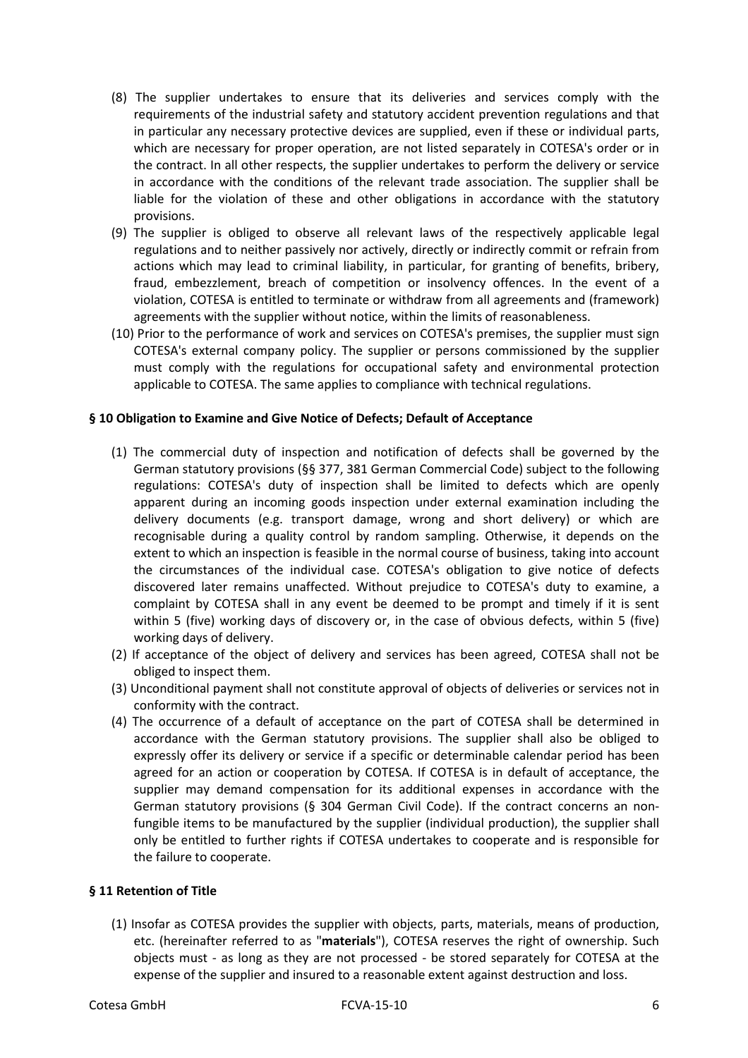(8) The supplier undertakes to ensure that its deliveries and services comply with the requirements of the industrial safety and statutory accident prevention regulations and that in particular any necessary protective devices are supplied, even if these or individual parts, which are necessary for proper operation, are not listed separately in COTESA's order or in the contract. In all other respects, the supplier undertakes to perform the delivery or service in accordance with the conditions of the relevant trade association. The supplier shall be liable for the violation of these and other obligations in accordance with the statutory provisions.

(9) The supplier is obliged to observe all relevant laws of the respectively applicable legal regulations and to neither passively nor actively, directly or indirectly commit or refrain from actions which may lead to criminal liability, in particular, for granting of benefits, bribery, fraud, embezzlement, breach of competition or insolvency offences. In the event of a violation, COTESA is entitled to terminate or withdraw from all agreements and (framework) agreements with the supplier without notice, within the limits of reasonableness.

(10) Prior to the performance of work and services on COTESA's premises, the supplier must sign COTESA's external company policy. The supplier or persons commissioned by the supplier must comply with the regulations for occupational safety and environmental protection applicable to COTESA. The same applies to compliance with technical regulations.

### § 10 Obligation to Examine and Give Notice of Defects; Default of Acceptance

(1) The commercial duty of inspection and notification of defects shall be governed by the German statutory provisions (§§ 377, 381 German Commercial Code) subject to the following regulations: COTESA's duty of inspection shall be limited to defects which are openly apparent during an incoming goods inspection under external examination including the delivery documents (e.g. transport damage, wrong and short delivery) or which are recognisable during a quality control by random sampling. Otherwise, it depends on the extent to which an inspection is feasible in the normal course of business, taking into account the circumstances of the individual case. COTESA's obligation to give notice of defects discovered later remains unaffected. Without prejudice to COTESA's duty to examine, a complaint by COTESA shall in any event be deemed to be prompt and timely if it is sent within 5 (five) working days of discovery or, in the case of obvious defects, within 5 (five) working days of delivery.

(2) If acceptance of the object of delivery and services has been agreed, COTESA shall not be obliged to inspect them.

(3) Unconditional payment shall not constitute approval of objects of deliveries or services not in conformity with the contract.

(4) The occurrence of a default of acceptance on the part of COTESA shall be determined in accordance with the German statutory provisions. The supplier shall also be obliged to expressly offer its delivery or service if a specific or determinable calendar period has been agreed for an action or cooperation by COTESA. If COTESA is in default of acceptance, the supplier may demand compensation for its additional expenses in accordance with the German statutory provisions (§ 304 German Civil Code). If the contract concerns an non-fungible items to be manufactured by the supplier (individual production), the supplier shall only be entitled to further rights if COTESA undertakes to cooperate and is responsible for the failure to cooperate.

### § 11 Retention of Title

(1) Insofar as COTESA provides the supplier with objects, parts, materials, means of production, etc. (hereinafter referred to as "**materials**"), COTESA reserves the right of ownership. Such objects must - as long as they are not processed - be stored separately for COTESA at the expense of the supplier and insured to a reasonable extent against destruction and loss.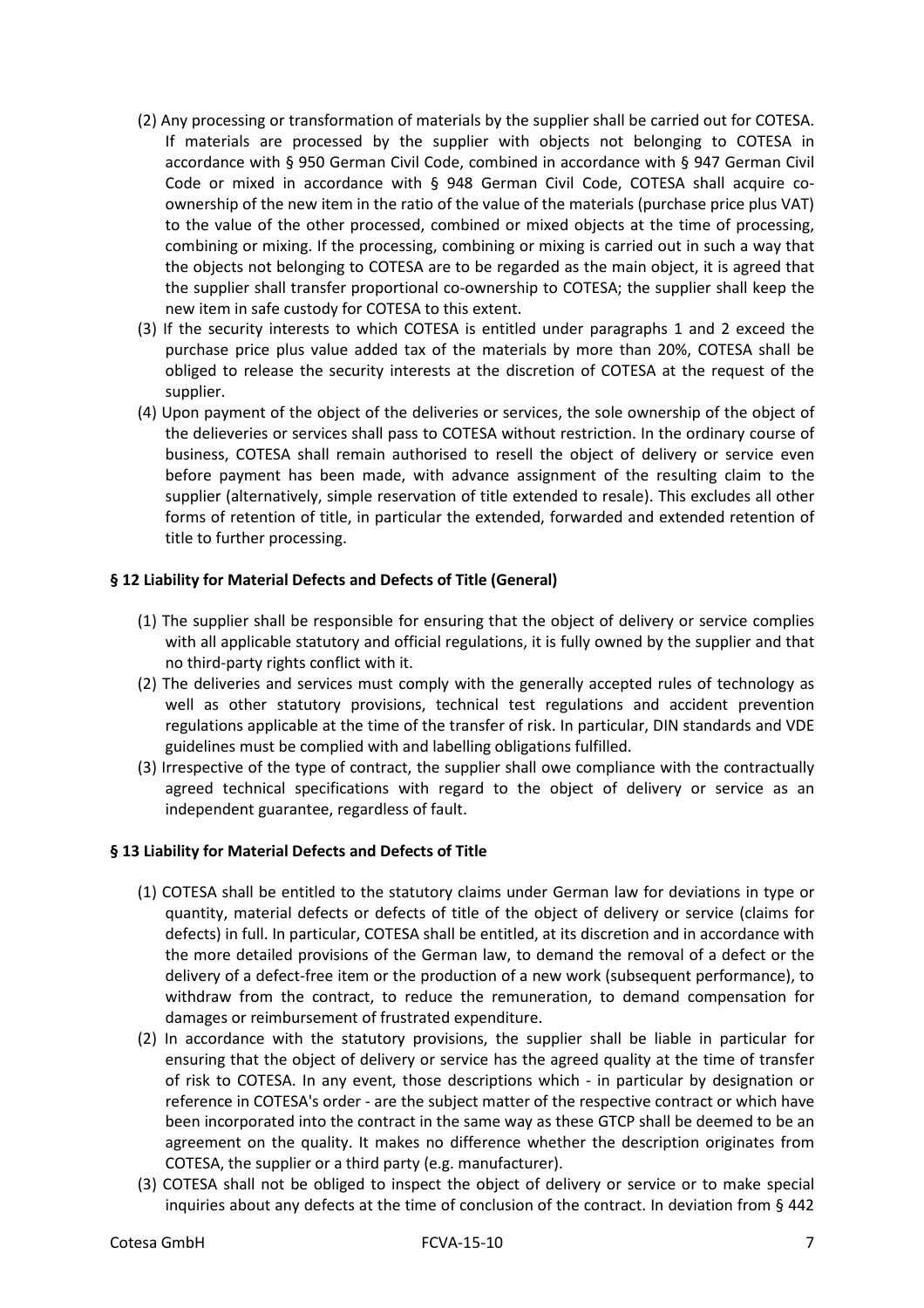(2) Any processing or transformation of materials by the supplier shall be carried out for COTESA. If materials are processed by the supplier with objects not belonging to COTESA in accordance with § 950 German Civil Code, combined in accordance with § 947 German Civil Code or mixed in accordance with § 948 German Civil Code, COTESA shall acquire co-ownership of the new item in the ratio of the value of the materials (purchase price plus VAT) to the value of the other processed, combined or mixed objects at the time of processing, combining or mixing. If the processing, combining or mixing is carried out in such a way that the objects not belonging to COTESA are to be regarded as the main object, it is agreed that the supplier shall transfer proportional co-ownership to COTESA; the supplier shall keep the new item in safe custody for COTESA to this extent.

(3) If the security interests to which COTESA is entitled under paragraphs 1 and 2 exceed the purchase price plus value added tax of the materials by more than 20%, COTESA shall be obliged to release the security interests at the discretion of COTESA at the request of the supplier.

(4) Upon payment of the object of the deliveries or services, the sole ownership of the object of the delieveries or services shall pass to COTESA without restriction. In the ordinary course of business, COTESA shall remain authorised to resell the object of delivery or service even before payment has been made, with advance assignment of the resulting claim to the supplier (alternatively, simple reservation of title extended to resale). This excludes all other forms of retention of title, in particular the extended, forwarded and extended retention of title to further processing.

### § 12 Liability for Material Defects and Defects of Title (General)

(1) The supplier shall be responsible for ensuring that the object of delivery or service complies with all applicable statutory and official regulations, it is fully owned by the supplier and that no third-party rights conflict with it.

(2) The deliveries and services must comply with the generally accepted rules of technology as well as other statutory provisions, technical test regulations and accident prevention regulations applicable at the time of the transfer of risk. In particular, DIN standards and VDE guidelines must be complied with and labelling obligations fulfilled.

(3) Irrespective of the type of contract, the supplier shall owe compliance with the contractually agreed technical specifications with regard to the object of delivery or service as an independent guarantee, regardless of fault.

### § 13 Liability for Material Defects and Defects of Title

(1) COTESA shall be entitled to the statutory claims under German law for deviations in type or quantity, material defects or defects of title of the object of delivery or service (claims for defects) in full. In particular, COTESA shall be entitled, at its discretion and in accordance with the more detailed provisions of the German law, to demand the removal of a defect or the delivery of a defect-free item or the production of a new work (subsequent performance), to withdraw from the contract, to reduce the remuneration, to demand compensation for damages or reimbursement of frustrated expenditure.

(2) In accordance with the statutory provisions, the supplier shall be liable in particular for ensuring that the object of delivery or service has the agreed quality at the time of transfer of risk to COTESA. In any event, those descriptions which - in particular by designation or reference in COTESA's order - are the subject matter of the respective contract or which have been incorporated into the contract in the same way as these GTCP shall be deemed to be an agreement on the quality. It makes no difference whether the description originates from COTESA, the supplier or a third party (e.g. manufacturer).

(3) COTESA shall not be obliged to inspect the object of delivery or service or to make special inquiries about any defects at the time of conclusion of the contract. In deviation from § 442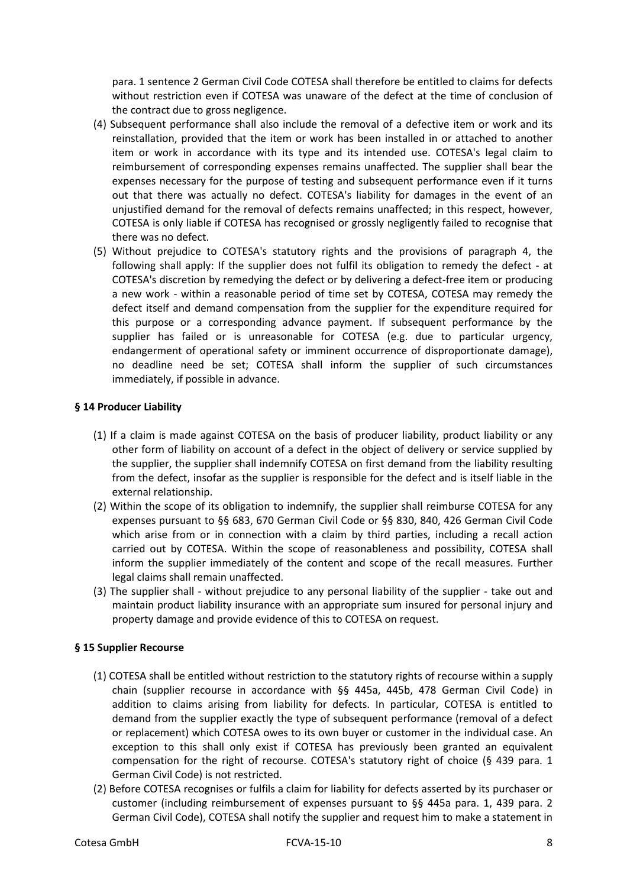para. 1 sentence 2 German Civil Code COTESA shall therefore be entitled to claims for defects without restriction even if COTESA was unaware of the defect at the time of conclusion of the contract due to gross negligence.

(4) Subsequent performance shall also include the removal of a defective item or work and its reinstallation, provided that the item or work has been installed in or attached to another item or work in accordance with its type and its intended use. COTESA's legal claim to reimbursement of corresponding expenses remains unaffected. The supplier shall bear the expenses necessary for the purpose of testing and subsequent performance even if it turns out that there was actually no defect. COTESA's liability for damages in the event of an unjustified demand for the removal of defects remains unaffected; in this respect, however, COTESA is only liable if COTESA has recognised or grossly negligently failed to recognise that there was no defect.

(5) Without prejudice to COTESA's statutory rights and the provisions of paragraph 4, the following shall apply: If the supplier does not fulfil its obligation to remedy the defect - at COTESA's discretion by remedying the defect or by delivering a defect-free item or producing a new work - within a reasonable period of time set by COTESA, COTESA may remedy the defect itself and demand compensation from the supplier for the expenditure required for this purpose or a corresponding advance payment. If subsequent performance by the supplier has failed or is unreasonable for COTESA (e.g. due to particular urgency, endangerment of operational safety or imminent occurrence of disproportionate damage), no deadline need be set; COTESA shall inform the supplier of such circumstances immediately, if possible in advance.

### § 14 Producer Liability

(1) If a claim is made against COTESA on the basis of producer liability, product liability or any other form of liability on account of a defect in the object of delivery or service supplied by the supplier, the supplier shall indemnify COTESA on first demand from the liability resulting from the defect, insofar as the supplier is responsible for the defect and is itself liable in the external relationship.

(2) Within the scope of its obligation to indemnify, the supplier shall reimburse COTESA for any expenses pursuant to §§ 683, 670 German Civil Code or §§ 830, 840, 426 German Civil Code which arise from or in connection with a claim by third parties, including a recall action carried out by COTESA. Within the scope of reasonableness and possibility, COTESA shall inform the supplier immediately of the content and scope of the recall measures. Further legal claims shall remain unaffected.

(3) The supplier shall - without prejudice to any personal liability of the supplier - take out and maintain product liability insurance with an appropriate sum insured for personal injury and property damage and provide evidence of this to COTESA on request.

### § 15 Supplier Recourse

(1) COTESA shall be entitled without restriction to the statutory rights of recourse within a supply chain (supplier recourse in accordance with §§ 445a, 445b, 478 German Civil Code) in addition to claims arising from liability for defects. In particular, COTESA is entitled to demand from the supplier exactly the type of subsequent performance (removal of a defect or replacement) which COTESA owes to its own buyer or customer in the individual case. An exception to this shall only exist if COTESA has previously been granted an equivalent compensation for the right of recourse. COTESA's statutory right of choice (§ 439 para. 1 German Civil Code) is not restricted.

(2) Before COTESA recognises or fulfils a claim for liability for defects asserted by its purchaser or customer (including reimbursement of expenses pursuant to §§ 445a para. 1, 439 para. 2 German Civil Code), COTESA shall notify the supplier and request him to make a statement in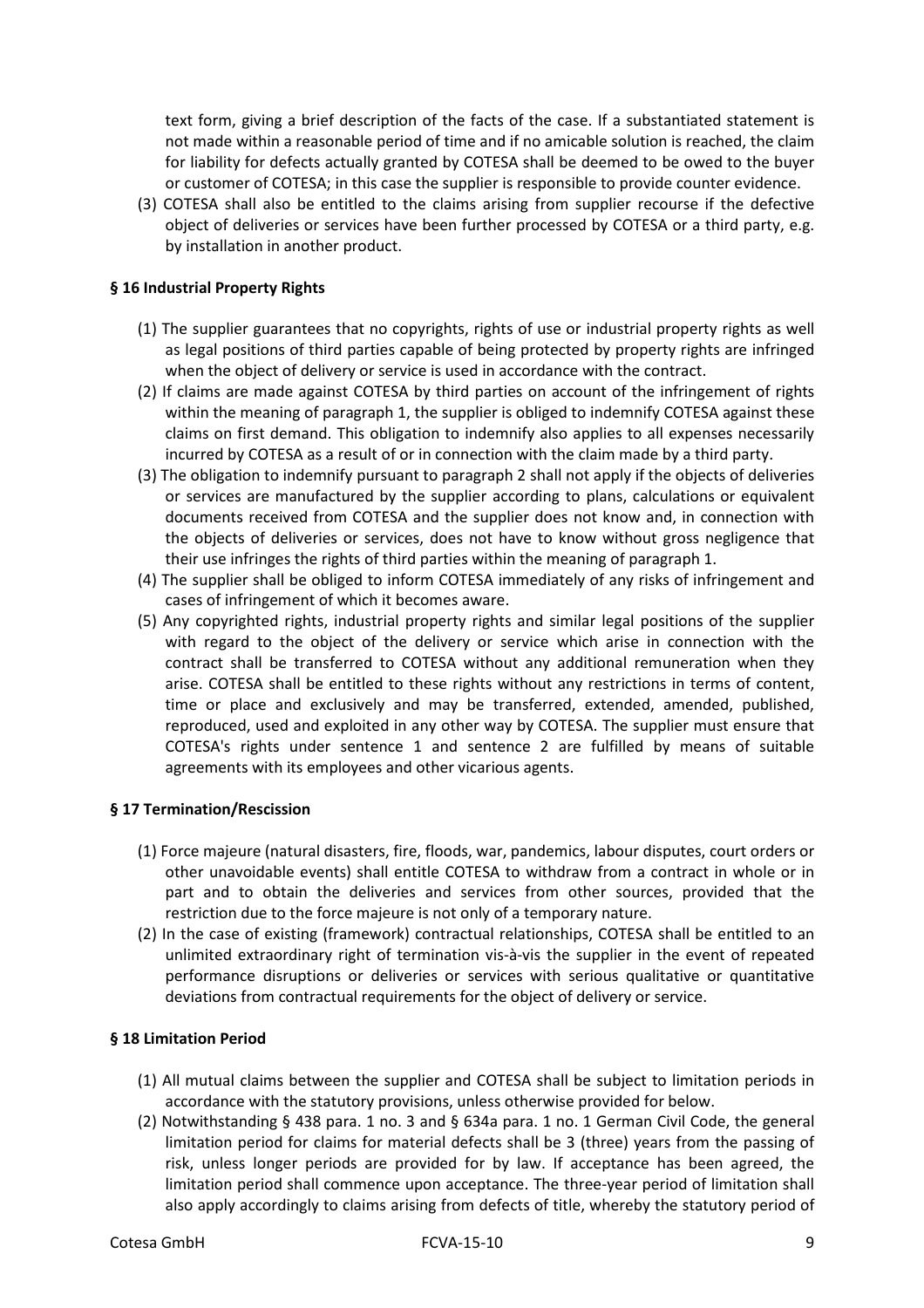text form, giving a brief description of the facts of the case. If a substantiated statement is not made within a reasonable period of time and if no amicable solution is reached, the claim for liability for defects actually granted by COTESA shall be deemed to be owed to the buyer or customer of COTESA; in this case the supplier is responsible to provide counter evidence.

(3) COTESA shall also be entitled to the claims arising from supplier recourse if the defective object of deliveries or services have been further processed by COTESA or a third party, e.g. by installation in another product.

**§ 16 Industrial Property Rights**

(1) The supplier guarantees that no copyrights, rights of use or industrial property rights as well as legal positions of third parties capable of being protected by property rights are infringed when the object of delivery or service is used in accordance with the contract.

(2) If claims are made against COTESA by third parties on account of the infringement of rights within the meaning of paragraph 1, the supplier is obliged to indemnify COTESA against these claims on first demand. This obligation to indemnify also applies to all expenses necessarily incurred by COTESA as a result of or in connection with the claim made by a third party.

(3) The obligation to indemnify pursuant to paragraph 2 shall not apply if the objects of deliveries or services are manufactured by the supplier according to plans, calculations or equivalent documents received from COTESA and the supplier does not know and, in connection with the objects of deliveries or services, does not have to know without gross negligence that their use infringes the rights of third parties within the meaning of paragraph 1.

(4) The supplier shall be obliged to inform COTESA immediately of any risks of infringement and cases of infringement of which it becomes aware.

(5) Any copyrighted rights, industrial property rights and similar legal positions of the supplier with regard to the object of the delivery or service which arise in connection with the contract shall be transferred to COTESA without any additional remuneration when they arise. COTESA shall be entitled to these rights without any restrictions in terms of content, time or place and exclusively and may be transferred, extended, amended, published, reproduced, used and exploited in any other way by COTESA. The supplier must ensure that COTESA's rights under sentence 1 and sentence 2 are fulfilled by means of suitable agreements with its employees and other vicarious agents.

**§ 17 Termination/Rescission**

(1) Force majeure (natural disasters, fire, floods, war, pandemics, labour disputes, court orders or other unavoidable events) shall entitle COTESA to withdraw from a contract in whole or in part and to obtain the deliveries and services from other sources, provided that the restriction due to the force majeure is not only of a temporary nature.

(2) In the case of existing (framework) contractual relationships, COTESA shall be entitled to an unlimited extraordinary right of termination vis-à-vis the supplier in the event of repeated performance disruptions or deliveries or services with serious qualitative or quantitative deviations from contractual requirements for the object of delivery or service.

**§ 18 Limitation Period**

(1) All mutual claims between the supplier and COTESA shall be subject to limitation periods in accordance with the statutory provisions, unless otherwise provided for below.

(2) Notwithstanding § 438 para. 1 no. 3 and § 634a para. 1 no. 1 German Civil Code, the general limitation period for claims for material defects shall be 3 (three) years from the passing of risk, unless longer periods are provided for by law. If acceptance has been agreed, the limitation period shall commence upon acceptance. The three-year period of limitation shall also apply accordingly to claims arising from defects of title, whereby the statutory period of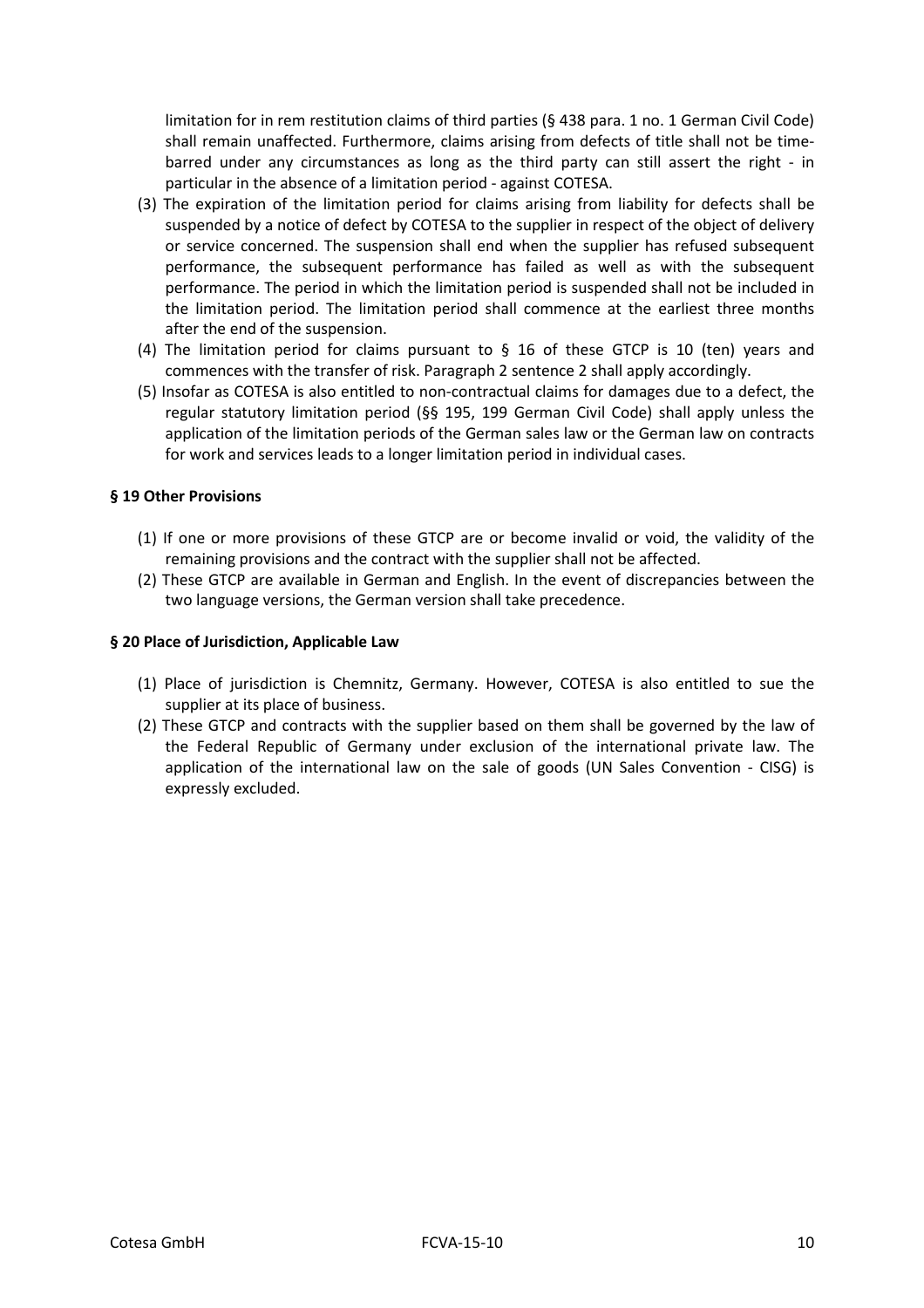limitation for in rem restitution claims of third parties (§ 438 para. 1 no. 1 German Civil Code) shall remain unaffected. Furthermore, claims arising from defects of title shall not be time-barred under any circumstances as long as the third party can still assert the right - in particular in the absence of a limitation period - against COTESA.

(3) The expiration of the limitation period for claims arising from liability for defects shall be suspended by a notice of defect by COTESA to the supplier in respect of the object of delivery or service concerned. The suspension shall end when the supplier has refused subsequent performance, the subsequent performance has failed as well as with the subsequent performance. The period in which the limitation period is suspended shall not be included in the limitation period. The limitation period shall commence at the earliest three months after the end of the suspension.

(4) The limitation period for claims pursuant to § 16 of these GTCP is 10 (ten) years and commences with the transfer of risk. Paragraph 2 sentence 2 shall apply accordingly.

(5) Insofar as COTESA is also entitled to non-contractual claims for damages due to a defect, the regular statutory limitation period (§§ 195, 199 German Civil Code) shall apply unless the application of the limitation periods of the German sales law or the German law on contracts for work and services leads to a longer limitation period in individual cases.

### § 19 Other Provisions

(1) If one or more provisions of these GTCP are or become invalid or void, the validity of the remaining provisions and the contract with the supplier shall not be affected.

(2) These GTCP are available in German and English. In the event of discrepancies between the two language versions, the German version shall take precedence.

### § 20 Place of Jurisdiction, Applicable Law

(1) Place of jurisdiction is Chemnitz, Germany. However, COTESA is also entitled to sue the supplier at its place of business.

(2) These GTCP and contracts with the supplier based on them shall be governed by the law of the Federal Republic of Germany under exclusion of the international private law. The application of the international law on the sale of goods (UN Sales Convention - CISG) is expressly excluded.